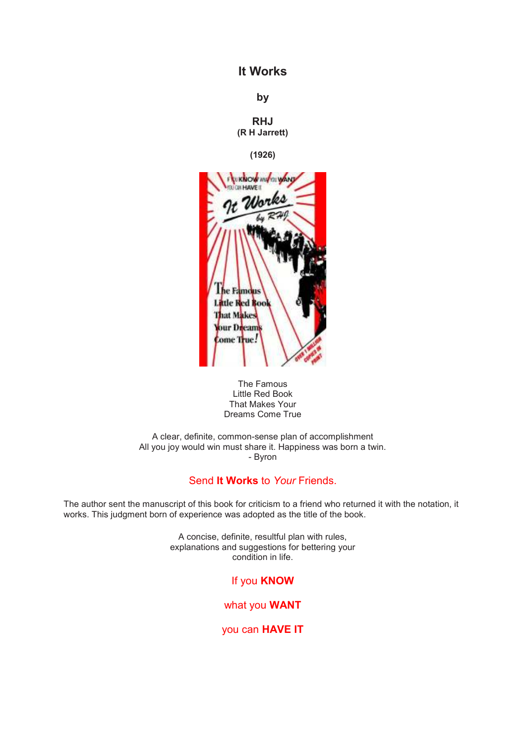# It Works

**by**

**RHJ**
**(R H Jarrett)**

**(1926)**

The Famous
Little Red Book
That Makes Your
Dreams Come True

A clear, definite, common-sense plan of accomplishment
All you joy would win must share it. Happiness was born a twin.
- Byron

Send **It Works** to *Your* Friends.

The author sent the manuscript of this book for criticism to a friend who returned it with the notation, it works. This judgment born of experience was adopted as the title of the book.

A concise, definite, resultful plan with rules,
explanations and suggestions for bettering your
condition in life.

If you **KNOW**

what you **WANT**

you can **HAVE IT**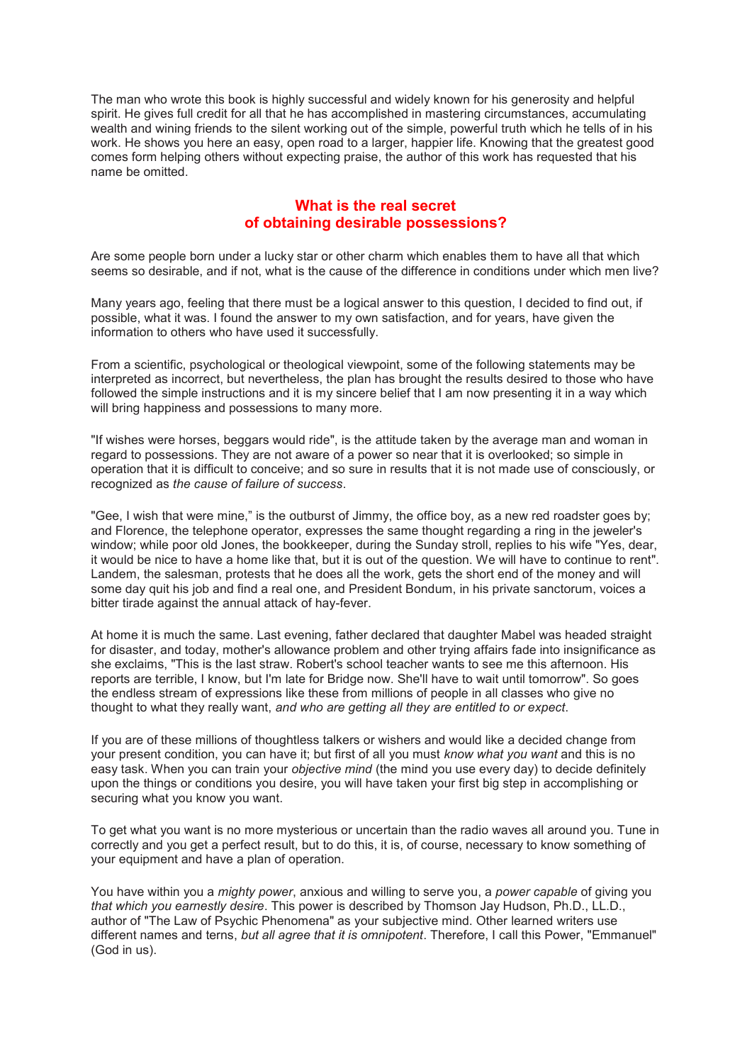The man who wrote this book is highly successful and widely known for his generosity and helpful spirit. He gives full credit for all that he has accomplished in mastering circumstances, accumulating wealth and wining friends to the silent working out of the simple, powerful truth which he tells of in his work. He shows you here an easy, open road to a larger, happier life. Knowing that the greatest good comes form helping others without expecting praise, the author of this work has requested that his name be omitted.

## What is the real secret of obtaining desirable possessions?

Are some people born under a lucky star or other charm which enables them to have all that which seems so desirable, and if not, what is the cause of the difference in conditions under which men live?

Many years ago, feeling that there must be a logical answer to this question, I decided to find out, if possible, what it was. I found the answer to my own satisfaction, and for years, have given the information to others who have used it successfully.

From a scientific, psychological or theological viewpoint, some of the following statements may be interpreted as incorrect, but nevertheless, the plan has brought the results desired to those who have followed the simple instructions and it is my sincere belief that I am now presenting it in a way which will bring happiness and possessions to many more.

"If wishes were horses, beggars would ride", is the attitude taken by the average man and woman in regard to possessions. They are not aware of a power so near that it is overlooked; so simple in operation that it is difficult to conceive; and so sure in results that it is not made use of consciously, or recognized as *the cause of failure of success*.

"Gee, I wish that were mine," is the outburst of Jimmy, the office boy, as a new red roadster goes by; and Florence, the telephone operator, expresses the same thought regarding a ring in the jeweler's window; while poor old Jones, the bookkeeper, during the Sunday stroll, replies to his wife "Yes, dear, it would be nice to have a home like that, but it is out of the question. We will have to continue to rent". Landem, the salesman, protests that he does all the work, gets the short end of the money and will some day quit his job and find a real one, and President Bondum, in his private sanctorum, voices a bitter tirade against the annual attack of hay-fever.

At home it is much the same. Last evening, father declared that daughter Mabel was headed straight for disaster, and today, mother's allowance problem and other trying affairs fade into insignificance as she exclaims, "This is the last straw. Robert's school teacher wants to see me this afternoon. His reports are terrible, I know, but I'm late for Bridge now. She'll have to wait until tomorrow". So goes the endless stream of expressions like these from millions of people in all classes who give no thought to what they really want, *and who are getting all they are entitled to or expect.*

If you are of these millions of thoughtless talkers or wishers and would like a decided change from your present condition, you can have it; but first of all you must *know what you want* and this is no easy task. When you can train your *objective mind* (the mind you use every day) to decide definitely upon the things or conditions you desire, you will have taken your first big step in accomplishing or securing what you know you want.

To get what you want is no more mysterious or uncertain than the radio waves all around you. Tune in correctly and you get a perfect result, but to do this, it is, of course, necessary to know something of your equipment and have a plan of operation.

You have within you a *mighty power*, anxious and willing to serve you, a *power capable* of giving you *that which you earnestly desire*. This power is described by Thomson Jay Hudson, Ph.D., LL.D., author of "The Law of Psychic Phenomena" as your subjective mind. Other learned writers use different names and terns, *but all agree that it is omnipotent*. Therefore, I call this Power, "Emmanuel" (God in us).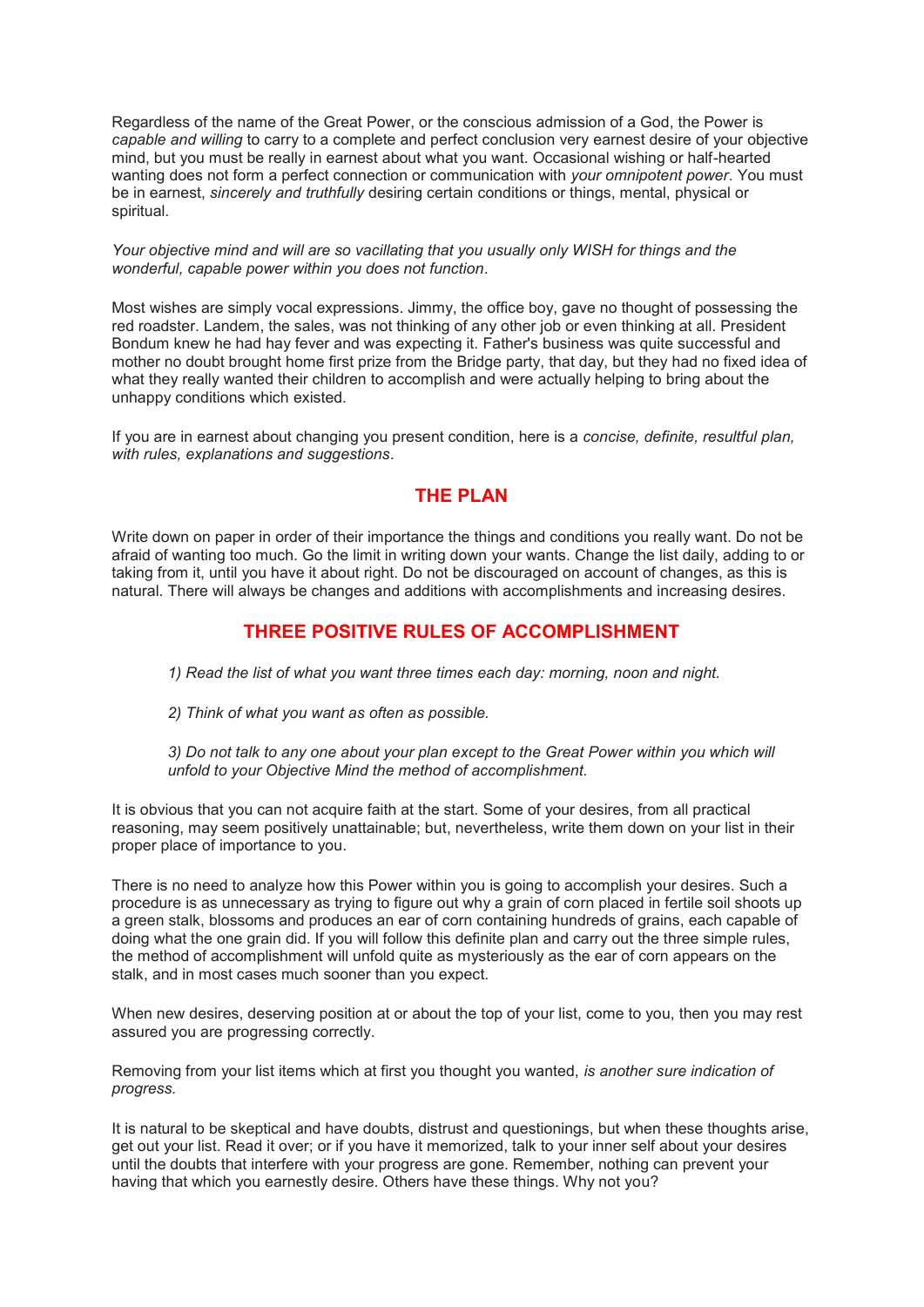Regardless of the name of the Great Power, or the conscious admission of a God, the Power is *capable and willing* to carry to a complete and perfect conclusion very earnest desire of your objective mind, but you must be really in earnest about what you want. Occasional wishing or half-hearted wanting does not form a perfect connection or communication with *your omnipotent power*. You must be in earnest, *sincerely and truthfully* desiring certain conditions or things, mental, physical or spiritual.

*Your objective mind and will are so vacillating that you usually only WISH for things and the wonderful, capable power within you does not function.*

Most wishes are simply vocal expressions. Jimmy, the office boy, gave no thought of possessing the red roadster. Landem, the sales, was not thinking of any other job or even thinking at all. President Bondum knew he had hay fever and was expecting it. Father's business was quite successful and mother no doubt brought home first prize from the Bridge party, that day, but they had no fixed idea of what they really wanted their children to accomplish and were actually helping to bring about the unhappy conditions which existed.

If you are in earnest about changing you present condition, here is a *concise, definite, resultful plan, with rules, explanations and suggestions*.

## THE PLAN

Write down on paper in order of their importance the things and conditions you really want. Do not be afraid of wanting too much. Go the limit in writing down your wants. Change the list daily, adding to or taking from it, until you have it about right. Do not be discouraged on account of changes, as this is natural. There will always be changes and additions with accomplishments and increasing desires.

## THREE POSITIVE RULES OF ACCOMPLISHMENT

> *1) Read the list of what you want three times each day: morning, noon and night.*
>
> *2) Think of what you want as often as possible.*
>
> *3) Do not talk to any one about your plan except to the Great Power within you which will unfold to your Objective Mind the method of accomplishment.*

It is obvious that you can not acquire faith at the start. Some of your desires, from all practical reasoning, may seem positively unattainable; but, nevertheless, write them down on your list in their proper place of importance to you.

There is no need to analyze how this Power within you is going to accomplish your desires. Such a procedure is as unnecessary as trying to figure out why a grain of corn placed in fertile soil shoots up a green stalk, blossoms and produces an ear of corn containing hundreds of grains, each capable of doing what the one grain did. If you will follow this definite plan and carry out the three simple rules, the method of accomplishment will unfold quite as mysteriously as the ear of corn appears on the stalk, and in most cases much sooner than you expect.

When new desires, deserving position at or about the top of your list, come to you, then you may rest assured you are progressing correctly.

Removing from your list items which at first you thought you wanted, *is another sure indication of progress.*

It is natural to be skeptical and have doubts, distrust and questionings, but when these thoughts arise, get out your list. Read it over; or if you have it memorized, talk to your inner self about your desires until the doubts that interfere with your progress are gone. Remember, nothing can prevent your having that which you earnestly desire. Others have these things. Why not you?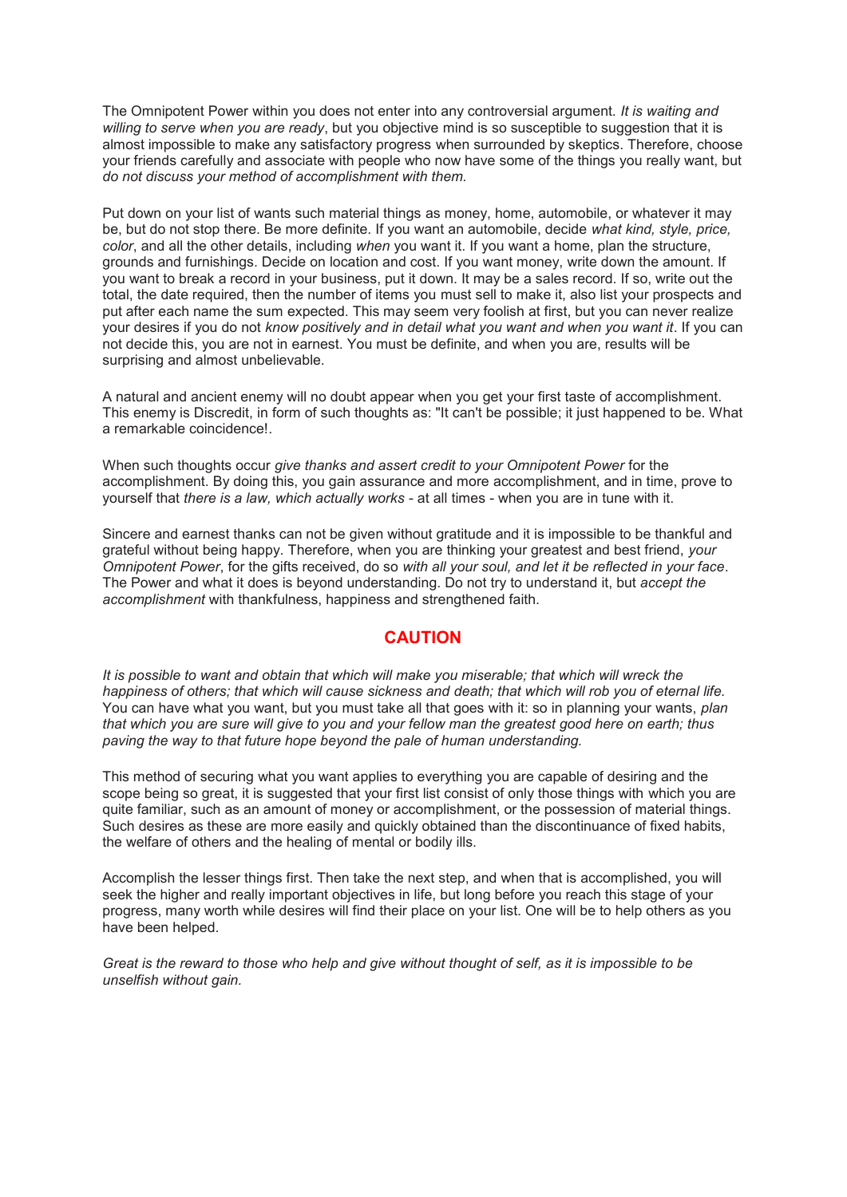The Omnipotent Power within you does not enter into any controversial argument. *It is waiting and willing to serve when you are ready*, but you objective mind is so susceptible to suggestion that it is almost impossible to make any satisfactory progress when surrounded by skeptics. Therefore, choose your friends carefully and associate with people who now have some of the things you really want, but *do not discuss your method of accomplishment with them.*

Put down on your list of wants such material things as money, home, automobile, or whatever it may be, but do not stop there. Be more definite. If you want an automobile, decide *what kind, style, price, color*, and all the other details, including *when* you want it. If you want a home, plan the structure, grounds and furnishings. Decide on location and cost. If you want money, write down the amount. If you want to break a record in your business, put it down. It may be a sales record. If so, write out the total, the date required, then the number of items you must sell to make it, also list your prospects and put after each name the sum expected. This may seem very foolish at first, but you can never realize your desires if you do not *know positively and in detail what you want and when you want it*. If you can not decide this, you are not in earnest. You must be definite, and when you are, results will be surprising and almost unbelievable.

A natural and ancient enemy will no doubt appear when you get your first taste of accomplishment. This enemy is Discredit, in form of such thoughts as: "It can't be possible; it just happened to be. What a remarkable coincidence!.

When such thoughts occur *give thanks and assert credit to your Omnipotent Power* for the accomplishment. By doing this, you gain assurance and more accomplishment, and in time, prove to yourself that *there is a law, which actually works* - at all times - when you are in tune with it.

Sincere and earnest thanks can not be given without gratitude and it is impossible to be thankful and grateful without being happy. Therefore, when you are thinking your greatest and best friend, *your Omnipotent Power*, for the gifts received, do so *with all your soul, and let it be reflected in your face*. The Power and what it does is beyond understanding. Do not try to understand it, but *accept the accomplishment* with thankfulness, happiness and strengthened faith.

## CAUTION

*It is possible to want and obtain that which will make you miserable; that which will wreck the happiness of others; that which will cause sickness and death; that which will rob you of eternal life.* You can have what you want, but you must take all that goes with it: so in planning your wants, *plan that which you are sure will give to you and your fellow man the greatest good here on earth; thus paving the way to that future hope beyond the pale of human understanding.*

This method of securing what you want applies to everything you are capable of desiring and the scope being so great, it is suggested that your first list consist of only those things with which you are quite familiar, such as an amount of money or accomplishment, or the possession of material things. Such desires as these are more easily and quickly obtained than the discontinuance of fixed habits, the welfare of others and the healing of mental or bodily ills.

Accomplish the lesser things first. Then take the next step, and when that is accomplished, you will seek the higher and really important objectives in life, but long before you reach this stage of your progress, many worth while desires will find their place on your list. One will be to help others as you have been helped.

*Great is the reward to those who help and give without thought of self, as it is impossible to be unselfish without gain.*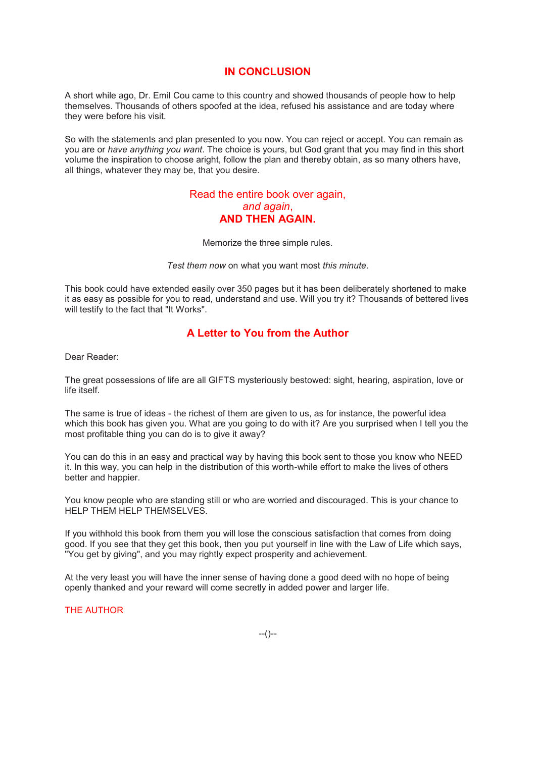## IN CONCLUSION

A short while ago, Dr. Emil Cou came to this country and showed thousands of people how to help themselves. Thousands of others spoofed at the idea, refused his assistance and are today where they were before his visit.

So with the statements and plan presented to you now. You can reject or accept. You can remain as you are or *have anything you want*. The choice is yours, but God grant that you may find in this short volume the inspiration to choose aright, follow the plan and thereby obtain, as so many others have, all things, whatever they may be, that you desire.

Read the entire book over again,
*and again*,
**AND THEN AGAIN.**

Memorize the three simple rules.

*Test them now* on what you want most *this minute*.

This book could have extended easily over 350 pages but it has been deliberately shortened to make it as easy as possible for you to read, understand and use. Will you try it? Thousands of bettered lives will testify to the fact that "It Works".

## A Letter to You from the Author

Dear Reader:

The great possessions of life are all GIFTS mysteriously bestowed: sight, hearing, aspiration, love or life itself.

The same is true of ideas - the richest of them are given to us, as for instance, the powerful idea which this book has given you. What are you going to do with it? Are you surprised when I tell you the most profitable thing you can do is to give it away?

You can do this in an easy and practical way by having this book sent to those you know who NEED it. In this way, you can help in the distribution of this worth-while effort to make the lives of others better and happier.

You know people who are standing still or who are worried and discouraged. This is your chance to HELP THEM HELP THEMSELVES.

If you withhold this book from them you will lose the conscious satisfaction that comes from doing good. If you see that they get this book, then you put yourself in line with the Law of Life which says, "You get by giving", and you may rightly expect prosperity and achievement.

At the very least you will have the inner sense of having done a good deed with no hope of being openly thanked and your reward will come secretly in added power and larger life.

THE AUTHOR

--()--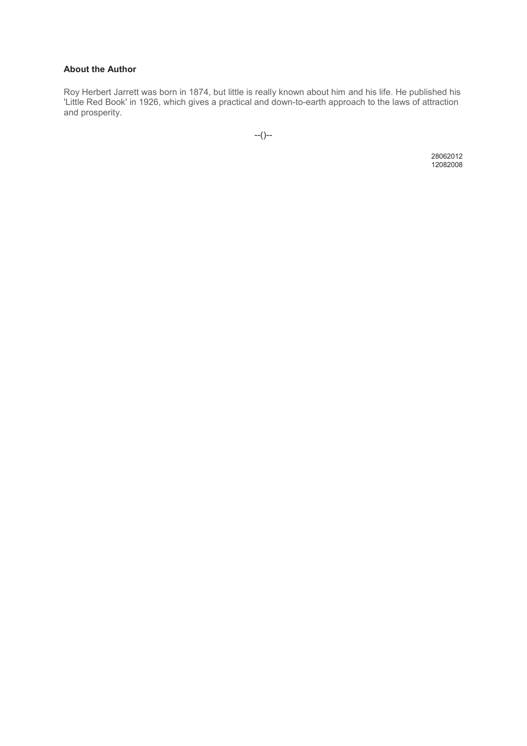**About the Author**

Roy Herbert Jarrett was born in 1874, but little is really known about him and his life. He published his 'Little Red Book' in 1926, which gives a practical and down-to-earth approach to the laws of attraction and prosperity.

--()--

28062012
12082008